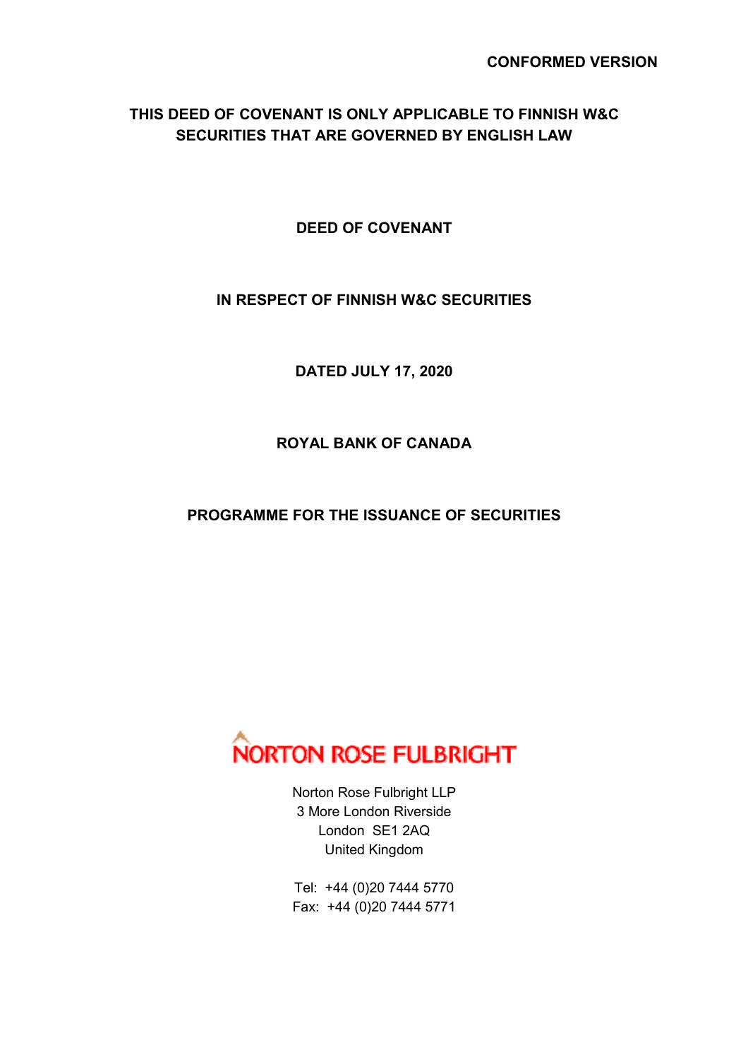**CONFORMED VERSION**

**THIS DEED OF COVENANT IS ONLY APPLICABLE TO FINNISH W&C SECURITIES THAT ARE GOVERNED BY ENGLISH LAW**

# DEED OF COVENANT

## IN RESPECT OF FINNISH W&C SECURITIES

**DATED JULY 17, 2020**

**ROYAL BANK OF CANADA**

**PROGRAMME FOR THE ISSUANCE OF SECURITIES**

NORTON ROSE FULBRIGHT

Norton Rose Fulbright LLP
3 More London Riverside
London SE1 2AQ
United Kingdom

Tel: +44 (0)20 7444 5770
Fax: +44 (0)20 7444 5771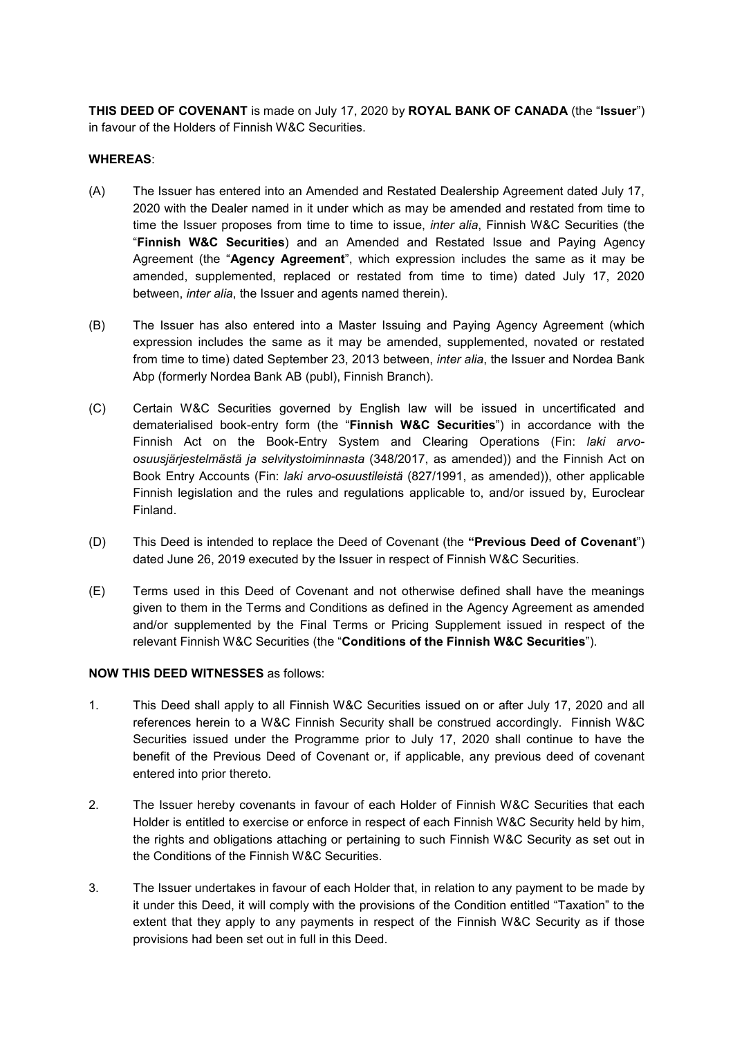**THIS DEED OF COVENANT** is made on July 17, 2020 by **ROYAL BANK OF CANADA** (the "**Issuer**") in favour of the Holders of Finnish W&C Securities.

**WHEREAS**:

(A) The Issuer has entered into an Amended and Restated Dealership Agreement dated July 17, 2020 with the Dealer named in it under which as may be amended and restated from time to time the Issuer proposes from time to time to issue, *inter alia*, Finnish W&C Securities (the "**Finnish W&C Securities**") and an Amended and Restated Issue and Paying Agency Agreement (the "**Agency Agreement**", which expression includes the same as it may be amended, supplemented, replaced or restated from time to time) dated July 17, 2020 between, *inter alia*, the Issuer and agents named therein).

(B) The Issuer has also entered into a Master Issuing and Paying Agency Agreement (which expression includes the same as it may be amended, supplemented, novated or restated from time to time) dated September 23, 2013 between, *inter alia*, the Issuer and Nordea Bank Abp (formerly Nordea Bank AB (publ), Finnish Branch).

(C) Certain W&C Securities governed by English law will be issued in uncertificated and dematerialised book-entry form (the "**Finnish W&C Securities**") in accordance with the Finnish Act on the Book-Entry System and Clearing Operations (Fin: *laki arvo-osuusjärjestelmästä ja selvitystoiminnasta* (348/2017, as amended)) and the Finnish Act on Book Entry Accounts (Fin: *laki arvo-osuustileistä* (827/1991, as amended)), other applicable Finnish legislation and the rules and regulations applicable to, and/or issued by, Euroclear Finland.

(D) This Deed is intended to replace the Deed of Covenant (the **"Previous Deed of Covenant**") dated June 26, 2019 executed by the Issuer in respect of Finnish W&C Securities.

(E) Terms used in this Deed of Covenant and not otherwise defined shall have the meanings given to them in the Terms and Conditions as defined in the Agency Agreement as amended and/or supplemented by the Final Terms or Pricing Supplement issued in respect of the relevant Finnish W&C Securities (the "**Conditions of the Finnish W&C Securities**").

**NOW THIS DEED WITNESSES** as follows:

1. This Deed shall apply to all Finnish W&C Securities issued on or after July 17, 2020 and all references herein to a W&C Finnish Security shall be construed accordingly. Finnish W&C Securities issued under the Programme prior to July 17, 2020 shall continue to have the benefit of the Previous Deed of Covenant or, if applicable, any previous deed of covenant entered into prior thereto.

2. The Issuer hereby covenants in favour of each Holder of Finnish W&C Securities that each Holder is entitled to exercise or enforce in respect of each Finnish W&C Security held by him, the rights and obligations attaching or pertaining to such Finnish W&C Security as set out in the Conditions of the Finnish W&C Securities.

3. The Issuer undertakes in favour of each Holder that, in relation to any payment to be made by it under this Deed, it will comply with the provisions of the Condition entitled "Taxation" to the extent that they apply to any payments in respect of the Finnish W&C Security as if those provisions had been set out in full in this Deed.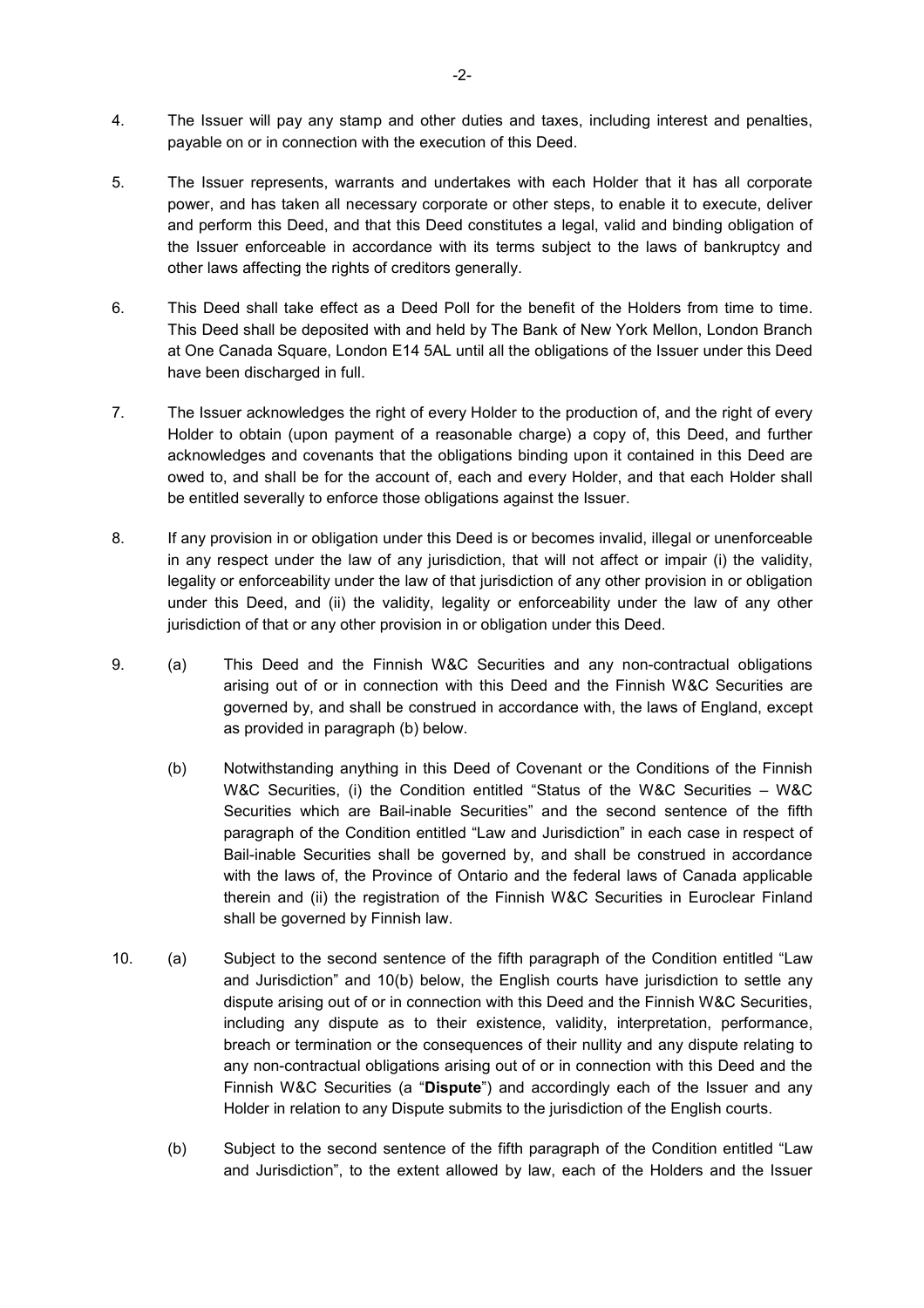4. The Issuer will pay any stamp and other duties and taxes, including interest and penalties, payable on or in connection with the execution of this Deed.

5. The Issuer represents, warrants and undertakes with each Holder that it has all corporate power, and has taken all necessary corporate or other steps, to enable it to execute, deliver and perform this Deed, and that this Deed constitutes a legal, valid and binding obligation of the Issuer enforceable in accordance with its terms subject to the laws of bankruptcy and other laws affecting the rights of creditors generally.

6. This Deed shall take effect as a Deed Poll for the benefit of the Holders from time to time. This Deed shall be deposited with and held by The Bank of New York Mellon, London Branch at One Canada Square, London E14 5AL until all the obligations of the Issuer under this Deed have been discharged in full.

7. The Issuer acknowledges the right of every Holder to the production of, and the right of every Holder to obtain (upon payment of a reasonable charge) a copy of, this Deed, and further acknowledges and covenants that the obligations binding upon it contained in this Deed are owed to, and shall be for the account of, each and every Holder, and that each Holder shall be entitled severally to enforce those obligations against the Issuer.

8. If any provision in or obligation under this Deed is or becomes invalid, illegal or unenforceable in any respect under the law of any jurisdiction, that will not affect or impair (i) the validity, legality or enforceability under the law of that jurisdiction of any other provision in or obligation under this Deed, and (ii) the validity, legality or enforceability under the law of any other jurisdiction of that or any other provision in or obligation under this Deed.

9. (a) This Deed and the Finnish W&C Securities and any non-contractual obligations arising out of or in connection with this Deed and the Finnish W&C Securities are governed by, and shall be construed in accordance with, the laws of England, except as provided in paragraph (b) below.

   (b) Notwithstanding anything in this Deed of Covenant or the Conditions of the Finnish W&C Securities, (i) the Condition entitled "Status of the W&C Securities – W&C Securities which are Bail-inable Securities" and the second sentence of the fifth paragraph of the Condition entitled "Law and Jurisdiction" in each case in respect of Bail-inable Securities shall be governed by, and shall be construed in accordance with the laws of, the Province of Ontario and the federal laws of Canada applicable therein and (ii) the registration of the Finnish W&C Securities in Euroclear Finland shall be governed by Finnish law.

10. (a) Subject to the second sentence of the fifth paragraph of the Condition entitled "Law and Jurisdiction" and 10(b) below, the English courts have jurisdiction to settle any dispute arising out of or in connection with this Deed and the Finnish W&C Securities, including any dispute as to their existence, validity, interpretation, performance, breach or termination or the consequences of their nullity and any dispute relating to any non-contractual obligations arising out of or in connection with this Deed and the Finnish W&C Securities (a "**Dispute**") and accordingly each of the Issuer and any Holder in relation to any Dispute submits to the jurisdiction of the English courts.

    (b) Subject to the second sentence of the fifth paragraph of the Condition entitled "Law and Jurisdiction", to the extent allowed by law, each of the Holders and the Issuer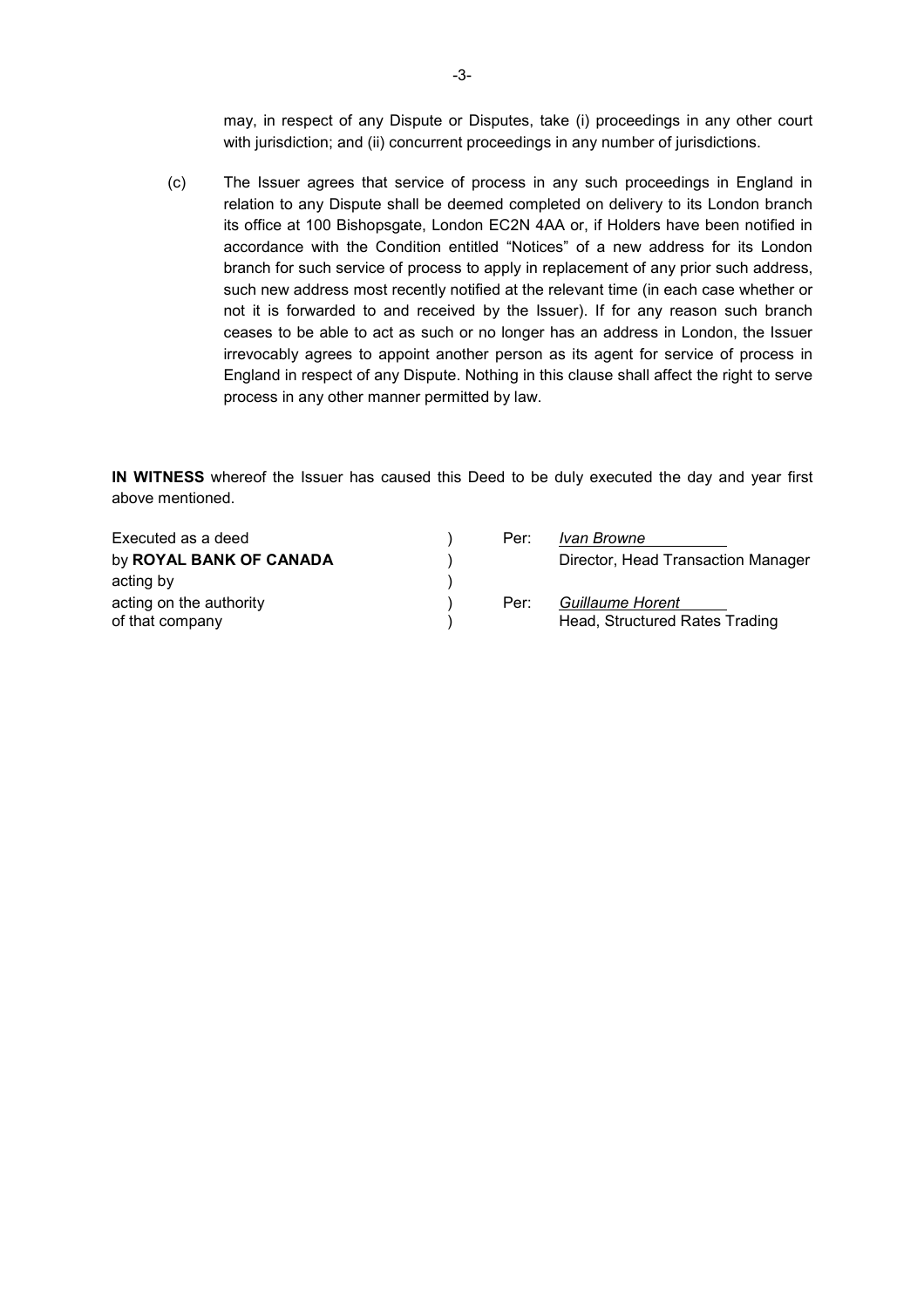may, in respect of any Dispute or Disputes, take (i) proceedings in any other court with jurisdiction; and (ii) concurrent proceedings in any number of jurisdictions.

(c) The Issuer agrees that service of process in any such proceedings in England in relation to any Dispute shall be deemed completed on delivery to its London branch its office at 100 Bishopsgate, London EC2N 4AA or, if Holders have been notified in accordance with the Condition entitled "Notices" of a new address for its London branch for such service of process to apply in replacement of any prior such address, such new address most recently notified at the relevant time (in each case whether or not it is forwarded to and received by the Issuer). If for any reason such branch ceases to be able to act as such or no longer has an address in London, the Issuer irrevocably agrees to appoint another person as its agent for service of process in England in respect of any Dispute. Nothing in this clause shall affect the right to serve process in any other manner permitted by law.

**IN WITNESS** whereof the Issuer has caused this Deed to be duly executed the day and year first above mentioned.

| | | | |
|---|---|---|---|
| Executed as a deed | ) | Per: | *Ivan Browne* |
| by **ROYAL BANK OF CANADA** | ) | | Director, Head Transaction Manager |
| acting by | ) | | |
| acting on the authority | ) | Per: | *Guillaume Horent* |
| of that company | ) | | Head, Structured Rates Trading |